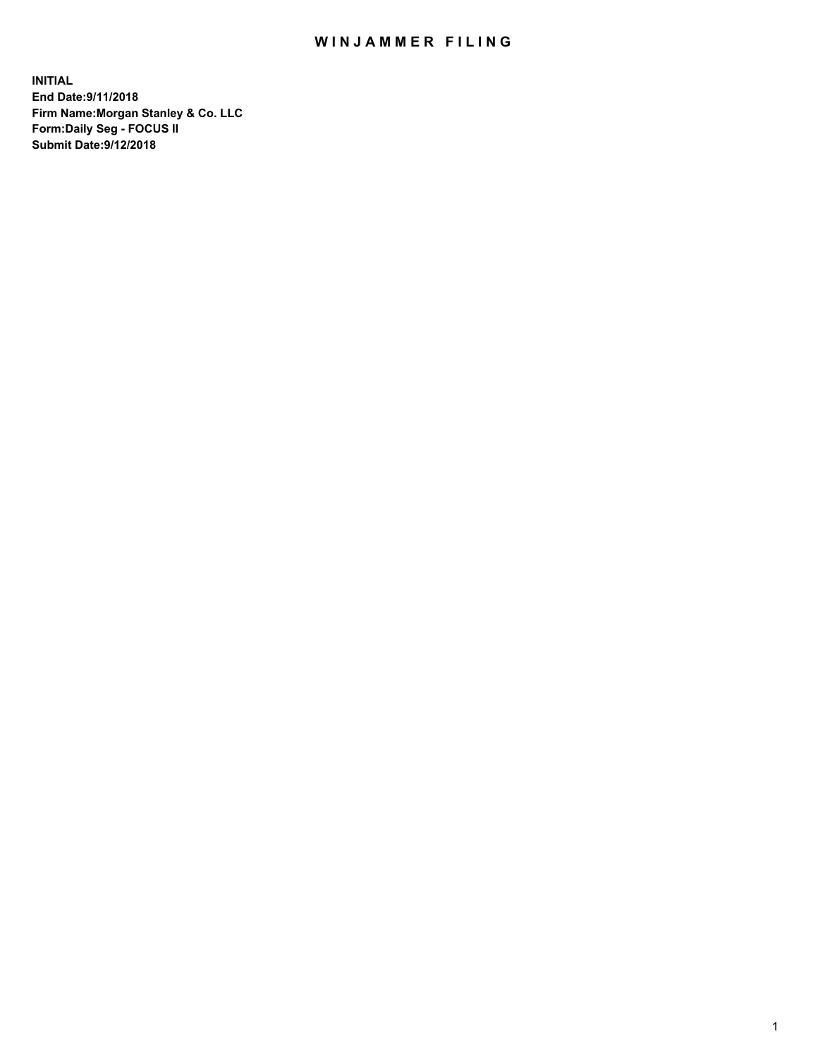# WINJAMMER FILING

**INITIAL**
**End Date:9/11/2018**
**Firm Name:Morgan Stanley & Co. LLC**
**Form:Daily Seg - FOCUS II**
**Submit Date:9/12/2018**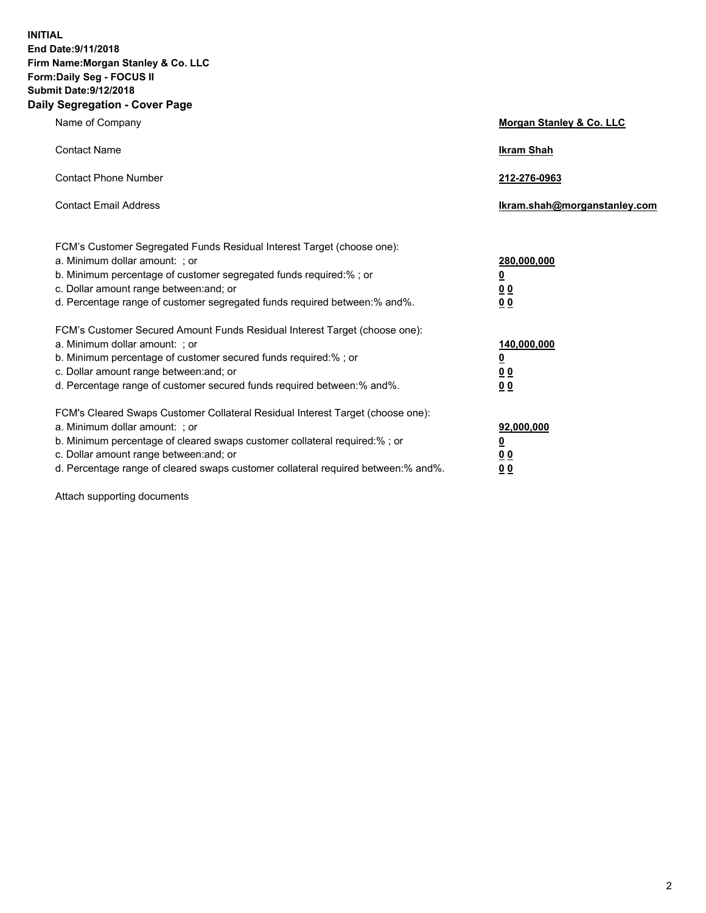**INITIAL**
**End Date:9/11/2018**
**Firm Name:Morgan Stanley & Co. LLC**
**Form:Daily Seg - FOCUS II**
**Submit Date:9/12/2018**

## Daily Segregation - Cover Page

| | |
|---|---|
| Name of Company | **Morgan Stanley & Co. LLC** |
| Contact Name | **Ikram Shah** |
| Contact Phone Number | **212-276-0963** |
| Contact Email Address | **Ikram.shah@morganstanley.com** |

| | |
|---|---|
| FCM's Customer Segregated Funds Residual Interest Target (choose one): | |
| a. Minimum dollar amount: ; or | **280,000,000** |
| b. Minimum percentage of customer segregated funds required:% ; or | **0** |
| c. Dollar amount range between:and; or | **0 0** |
| d. Percentage range of customer segregated funds required between:% and%. | **0 0** |
| FCM's Customer Secured Amount Funds Residual Interest Target (choose one): | |
| a. Minimum dollar amount: ; or | **140,000,000** |
| b. Minimum percentage of customer secured funds required:% ; or | **0** |
| c. Dollar amount range between:and; or | **0 0** |
| d. Percentage range of customer secured funds required between:% and%. | **0 0** |
| FCM's Cleared Swaps Customer Collateral Residual Interest Target (choose one): | |
| a. Minimum dollar amount: ; or | **92,000,000** |
| b. Minimum percentage of cleared swaps customer collateral required:% ; or | **0** |
| c. Dollar amount range between:and; or | **0 0** |
| d. Percentage range of cleared swaps customer collateral required between:% and%. | **0 0** |

Attach supporting documents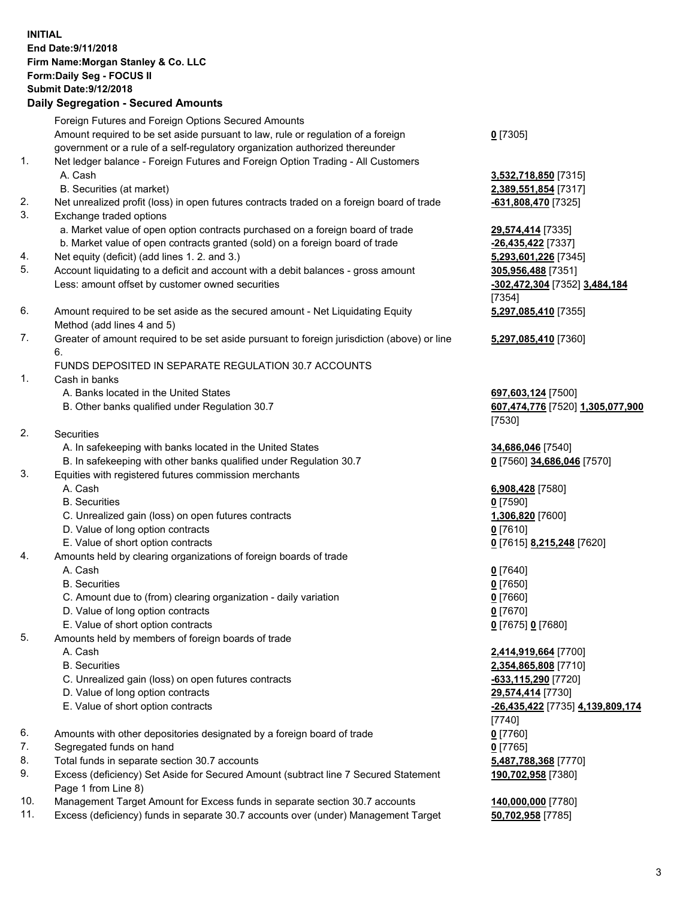**INITIAL**
**End Date:9/11/2018**
**Firm Name:Morgan Stanley & Co. LLC**
**Form:Daily Seg - FOCUS II**
**Submit Date:9/12/2018**

## Daily Segregation - Secured Amounts

| | | |
|---|---|---|
| | Foreign Futures and Foreign Options Secured Amounts | |
| | Amount required to be set aside pursuant to law, rule or regulation of a foreign government or a rule of a self-regulatory organization authorized thereunder | **0** [7305] |
| 1. | Net ledger balance - Foreign Futures and Foreign Option Trading - All Customers | |
| | A. Cash | **3,532,718,850** [7315] |
| | B. Securities (at market) | **2,389,551,854** [7317] |
| 2. | Net unrealized profit (loss) in open futures contracts traded on a foreign board of trade | **-631,808,470** [7325] |
| 3. | Exchange traded options | |
| | a. Market value of open option contracts purchased on a foreign board of trade | **29,574,414** [7335] |
| | b. Market value of open contracts granted (sold) on a foreign board of trade | **-26,435,422** [7337] |
| 4. | Net equity (deficit) (add lines 1. 2. and 3.) | **5,293,601,226** [7345] |
| 5. | Account liquidating to a deficit and account with a debit balances - gross amount | **305,956,488** [7351] |
| | Less: amount offset by customer owned securities | **-302,472,304** [7352] **3,484,184** [7354] |
| 6. | Amount required to be set aside as the secured amount - Net Liquidating Equity Method (add lines 4 and 5) | **5,297,085,410** [7355] |
| 7. | Greater of amount required to be set aside pursuant to foreign jurisdiction (above) or line 6. | **5,297,085,410** [7360] |
| | FUNDS DEPOSITED IN SEPARATE REGULATION 30.7 ACCOUNTS | |
| 1. | Cash in banks | |
| | A. Banks located in the United States | **697,603,124** [7500] |
| | B. Other banks qualified under Regulation 30.7 | **607,474,776** [7520] **1,305,077,900** [7530] |
| 2. | Securities | |
| | A. In safekeeping with banks located in the United States | **34,686,046** [7540] |
| | B. In safekeeping with other banks qualified under Regulation 30.7 | **0** [7560] **34,686,046** [7570] |
| 3. | Equities with registered futures commission merchants | |
| | A. Cash | **6,908,428** [7580] |
| | B. Securities | **0** [7590] |
| | C. Unrealized gain (loss) on open futures contracts | **1,306,820** [7600] |
| | D. Value of long option contracts | **0** [7610] |
| | E. Value of short option contracts | **0** [7615] **8,215,248** [7620] |
| 4. | Amounts held by clearing organizations of foreign boards of trade | |
| | A. Cash | **0** [7640] |
| | B. Securities | **0** [7650] |
| | C. Amount due to (from) clearing organization - daily variation | **0** [7660] |
| | D. Value of long option contracts | **0** [7670] |
| | E. Value of short option contracts | **0** [7675] **0** [7680] |
| 5. | Amounts held by members of foreign boards of trade | |
| | A. Cash | **2,414,919,664** [7700] |
| | B. Securities | **2,354,865,808** [7710] |
| | C. Unrealized gain (loss) on open futures contracts | **-633,115,290** [7720] |
| | D. Value of long option contracts | **29,574,414** [7730] |
| | E. Value of short option contracts | **-26,435,422** [7735] **4,139,809,174** [7740] |
| 6. | Amounts with other depositories designated by a foreign board of trade | **0** [7760] |
| 7. | Segregated funds on hand | **0** [7765] |
| 8. | Total funds in separate section 30.7 accounts | **5,487,788,368** [7770] |
| 9. | Excess (deficiency) Set Aside for Secured Amount (subtract line 7 Secured Statement Page 1 from Line 8) | **190,702,958** [7380] |
| 10. | Management Target Amount for Excess funds in separate section 30.7 accounts | **140,000,000** [7780] |
| 11. | Excess (deficiency) funds in separate 30.7 accounts over (under) Management Target | **50,702,958** [7785] |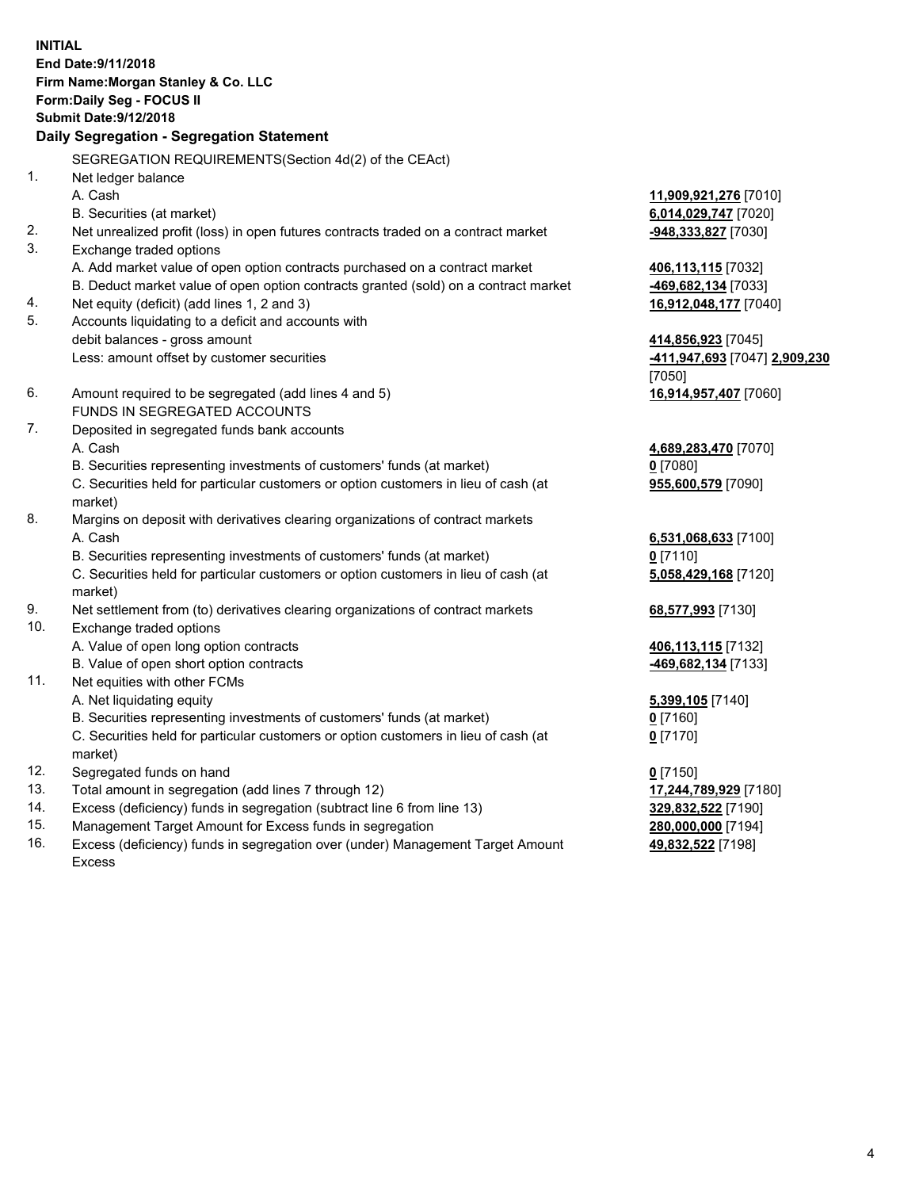**INITIAL**
**End Date:9/11/2018**
**Firm Name:Morgan Stanley & Co. LLC**
**Form:Daily Seg - FOCUS II**
**Submit Date:9/12/2018**

**Daily Segregation - Segregation Statement**

| | | |
|---|---|---|
| | SEGREGATION REQUIREMENTS(Section 4d(2) of the CEAct) | |
| 1. | Net ledger balance | |
| | A. Cash | **11,909,921,276** [7010] |
| | B. Securities (at market) | **6,014,029,747** [7020] |
| 2. | Net unrealized profit (loss) in open futures contracts traded on a contract market | **-948,333,827** [7030] |
| 3. | Exchange traded options | |
| | A. Add market value of open option contracts purchased on a contract market | **406,113,115** [7032] |
| | B. Deduct market value of open option contracts granted (sold) on a contract market | **-469,682,134** [7033] |
| 4. | Net equity (deficit) (add lines 1, 2 and 3) | **16,912,048,177** [7040] |
| 5. | Accounts liquidating to a deficit and accounts with debit balances - gross amount | **414,856,923** [7045] |
| | Less: amount offset by customer securities | **-411,947,693** [7047] **2,909,230** [7050] |
| 6. | Amount required to be segregated (add lines 4 and 5) | **16,914,957,407** [7060] |
| | FUNDS IN SEGREGATED ACCOUNTS | |
| 7. | Deposited in segregated funds bank accounts | |
| | A. Cash | **4,689,283,470** [7070] |
| | B. Securities representing investments of customers' funds (at market) | **0** [7080] |
| | C. Securities held for particular customers or option customers in lieu of cash (at market) | **955,600,579** [7090] |
| 8. | Margins on deposit with derivatives clearing organizations of contract markets | |
| | A. Cash | **6,531,068,633** [7100] |
| | B. Securities representing investments of customers' funds (at market) | **0** [7110] |
| | C. Securities held for particular customers or option customers in lieu of cash (at market) | **5,058,429,168** [7120] |
| 9. | Net settlement from (to) derivatives clearing organizations of contract markets | **68,577,993** [7130] |
| 10. | Exchange traded options | |
| | A. Value of open long option contracts | **406,113,115** [7132] |
| | B. Value of open short option contracts | **-469,682,134** [7133] |
| 11. | Net equities with other FCMs | |
| | A. Net liquidating equity | **5,399,105** [7140] |
| | B. Securities representing investments of customers' funds (at market) | **0** [7160] |
| | C. Securities held for particular customers or option customers in lieu of cash (at market) | **0** [7170] |
| 12. | Segregated funds on hand | **0** [7150] |
| 13. | Total amount in segregation (add lines 7 through 12) | **17,244,789,929** [7180] |
| 14. | Excess (deficiency) funds in segregation (subtract line 6 from line 13) | **329,832,522** [7190] |
| 15. | Management Target Amount for Excess funds in segregation | **280,000,000** [7194] |
| 16. | Excess (deficiency) funds in segregation over (under) Management Target Amount Excess | **49,832,522** [7198] |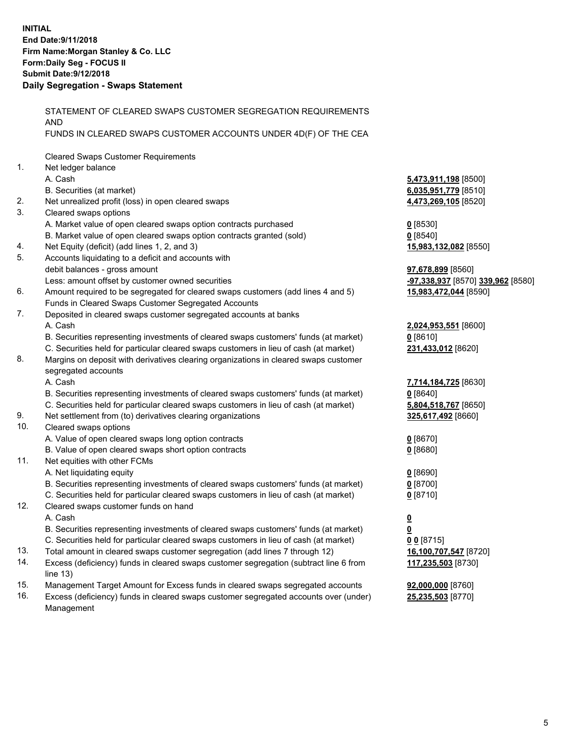**INITIAL**
**End Date:9/11/2018**
**Firm Name:Morgan Stanley & Co. LLC**
**Form:Daily Seg - FOCUS II**
**Submit Date:9/12/2018**
**Daily Segregation - Swaps Statement**

STATEMENT OF CLEARED SWAPS CUSTOMER SEGREGATION REQUIREMENTS AND FUNDS IN CLEARED SWAPS CUSTOMER ACCOUNTS UNDER 4D(F) OF THE CEA

| | | |
|---|---|---|
| | Cleared Swaps Customer Requirements | |
| 1. | Net ledger balance | |
| | A. Cash | **5,473,911,198** [8500] |
| | B. Securities (at market) | **6,035,951,779** [8510] |
| 2. | Net unrealized profit (loss) in open cleared swaps | **4,473,269,105** [8520] |
| 3. | Cleared swaps options | |
| | A. Market value of open cleared swaps option contracts purchased | **0** [8530] |
| | B. Market value of open cleared swaps option contracts granted (sold) | **0** [8540] |
| 4. | Net Equity (deficit) (add lines 1, 2, and 3) | **15,983,132,082** [8550] |
| 5. | Accounts liquidating to a deficit and accounts with debit balances - gross amount | **97,678,899** [8560] |
| | Less: amount offset by customer owned securities | **-97,338,937** [8570] **339,962** [8580] |
| 6. | Amount required to be segregated for cleared swaps customers (add lines 4 and 5) | **15,983,472,044** [8590] |
| | Funds in Cleared Swaps Customer Segregated Accounts | |
| 7. | Deposited in cleared swaps customer segregated accounts at banks | |
| | A. Cash | **2,024,953,551** [8600] |
| | B. Securities representing investments of cleared swaps customers' funds (at market) | **0** [8610] |
| | C. Securities held for particular cleared swaps customers in lieu of cash (at market) | **231,433,012** [8620] |
| 8. | Margins on deposit with derivatives clearing organizations in cleared swaps customer segregated accounts | |
| | A. Cash | **7,714,184,725** [8630] |
| | B. Securities representing investments of cleared swaps customers' funds (at market) | **0** [8640] |
| | C. Securities held for particular cleared swaps customers in lieu of cash (at market) | **5,804,518,767** [8650] |
| 9. | Net settlement from (to) derivatives clearing organizations | **325,617,492** [8660] |
| 10. | Cleared swaps options | |
| | A. Value of open cleared swaps long option contracts | **0** [8670] |
| | B. Value of open cleared swaps short option contracts | **0** [8680] |
| 11. | Net equities with other FCMs | |
| | A. Net liquidating equity | **0** [8690] |
| | B. Securities representing investments of cleared swaps customers' funds (at market) | **0** [8700] |
| | C. Securities held for particular cleared swaps customers in lieu of cash (at market) | **0** [8710] |
| 12. | Cleared swaps customer funds on hand | |
| | A. Cash | **0** |
| | B. Securities representing investments of cleared swaps customers' funds (at market) | **0** |
| | C. Securities held for particular cleared swaps customers in lieu of cash (at market) | **0** **0** [8715] |
| 13. | Total amount in cleared swaps customer segregation (add lines 7 through 12) | **16,100,707,547** [8720] |
| 14. | Excess (deficiency) funds in cleared swaps customer segregation (subtract line 6 from line 13) | **117,235,503** [8730] |
| 15. | Management Target Amount for Excess funds in cleared swaps segregated accounts | **92,000,000** [8760] |
| 16. | Excess (deficiency) funds in cleared swaps customer segregated accounts over (under) Management | **25,235,503** [8770] |